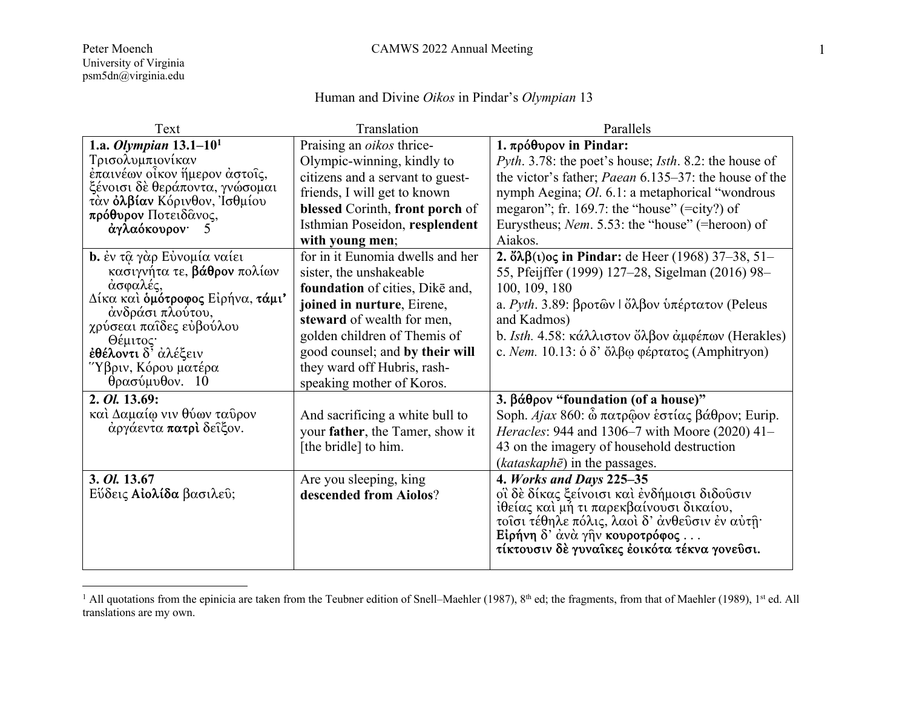Peter Moench
University of Virginia
psm5dn@virginia.edu

# Human and Divine *Oikos* in Pindar's *Olympian* 13

| Text | Translation | Parallels |
|---|---|---|
| **1.a. *Olympian* 13.1–10**[1]<br>Τρισολυμπιονίκαν<br>ἐπαινέων οἶκον ἥμερον ἀστοῖς,<br>ξένοισι δὲ θεράποντα, γνώσομαι<br>τὰν **ὀλβίαν** Κόρινθον, Ἰσθμίου<br>**πρόθυρον** Ποτειδᾶνος,<br>**ἀγλαόκουρον**· 5 | Praising an *oikos* thrice-Olympic-winning, kindly to citizens and a servant to guest-friends, I will get to known **blessed** Corinth, **front porch** of Isthmian Poseidon, **resplendent with young men**; | **1. πρόθυρον in Pindar:**<br>*Pyth*. 3.78: the poet's house; *Isth*. 8.2: the house of the victor's father; *Paean* 6.135–37: the house of the nymph Aegina; *Ol*. 6.1: a metaphorical "wondrous megaron"; fr. 169.7: the "house" (=city?) of Eurystheus; *Nem*. 5.53: the "house" (=heroon) of Aiakos. |
| **b.** ἐν τᾷ γὰρ Εὐνομία ναίει<br>κασιγνήτα τε, **βάθρον** πολίων<br>ἀσφαλές,<br>Δίκα καὶ **ὁμότροφος** Εἰρήνα, **τάμι'**<br>ἀνδράσι πλούτου,<br>χρύσεαι παῖδες εὐβούλου<br>Θέμιτος·<br>**ἐθέλοντι** δ' ἀλέξειν<br>Ὕβριν, Κόρου ματέρα<br>θρασύμυθον. 10 | for in it Eunomia dwells and her sister, the unshakeable **foundation** of cities, Dikē and, **joined in nurture**, Eirene, **steward** of wealth for men, golden children of Themis of good counsel; and **by their will** they ward off Hubris, rash-speaking mother of Koros. | **2. ὄλβ(ι)ος in Pindar:** de Heer (1968) 37–38, 51–55, Pfeijffer (1999) 127–28, Sigelman (2016) 98–100, 109, 180<br>a. *Pyth*. 3.89: βροτῶν \| ὄλβον ὑπέρτατον (Peleus and Kadmos)<br>b. *Isth*. 4.58: κάλλιστον ὄλβον ἀμφέπων (Herakles)<br>c. *Nem*. 10.13: ὁ δ' ὄλβῳ φέρτατος (Amphitryon) |
| **2. *Ol.* 13.69:**<br>καὶ Δαμαίῳ νιν θύων ταῦρον<br>ἀργάεντα **πατρὶ** δεῖξον. | And sacrificing a white bull to your **father**, the Tamer, show it [the bridle] to him. | **3. βάθρον "foundation (of a house)"**<br>Soph. *Ajax* 860: ὦ πατρῷον ἑστίας βάθρον; Eurip. *Heracles*: 944 and 1306–7 with Moore (2020) 41–43 on the imagery of household destruction (*kataskaphē*) in the passages. |
| **3. *Ol.* 13.67**<br>Εὕδεις **Αἰολίδα** βασιλεῦ; | Are you sleeping, king **descended from Aiolos**? | **4. *Works and Days* 225–35**<br>οἳ δὲ δίκας ξείνοισι καὶ ἐνδήμοισι διδοῦσιν<br>ἰθείας καὶ μή τι παρεκβαίνουσι δικαίου,<br>τοῖσι τέθηλε πόλις, λαοὶ δ' ἀνθεῦσιν ἐν αὐτῇ·<br>**Εἰρήνη** δ' ἀνὰ γῆν **κουροτρόφος** . . .<br>**τίκτουσιν δὲ γυναῖκες ἐοικότα τέκνα γονεῦσι.** |

[1] All quotations from the epinicia are taken from the Teubner edition of Snell–Maehler (1987), 8th ed; the fragments, from that of Maehler (1989), 1st ed. All translations are my own.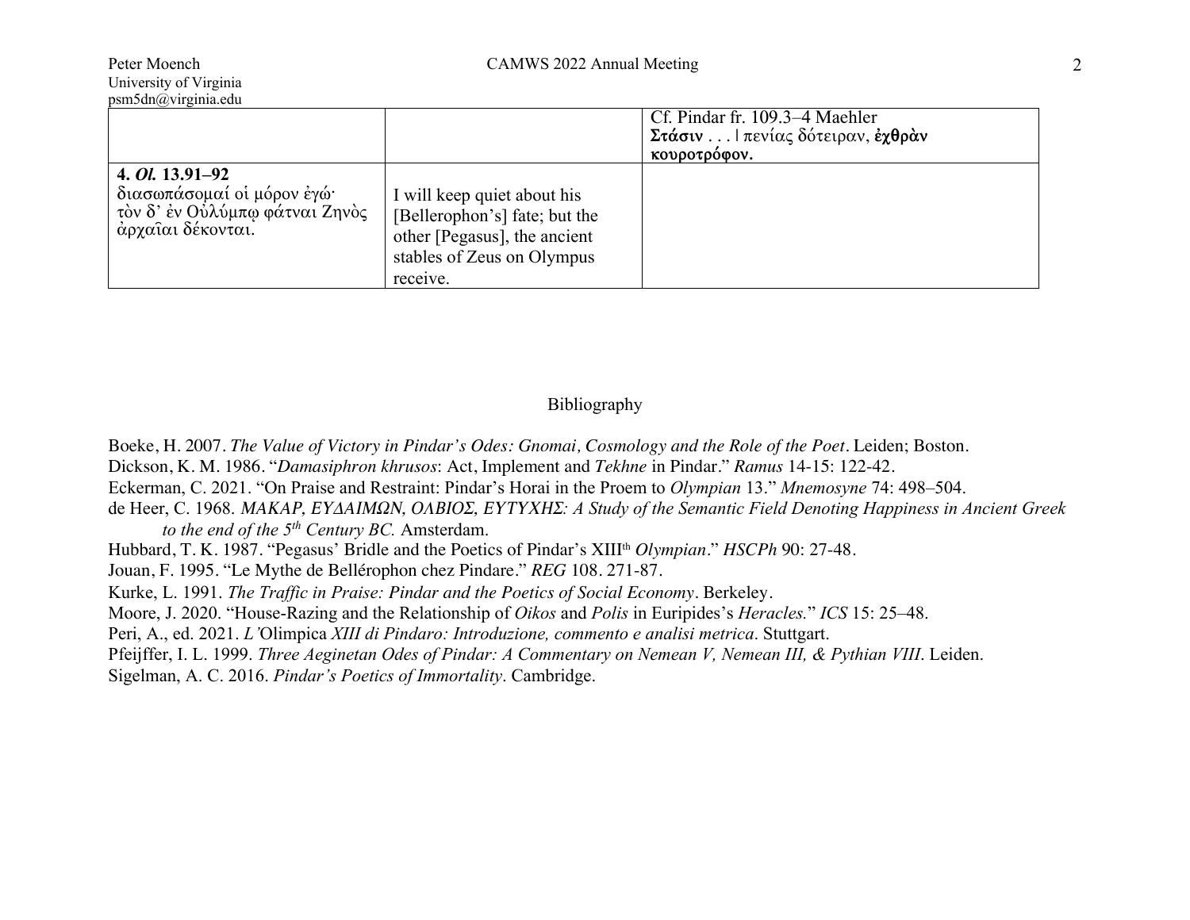| | | |
|---|---|---|
| | | Cf. Pindar fr. 109.3–4 Maehler<br>**Στάσιν** . . . \| πενίας δότειραν, **ἐχθρὰν κουροτρόφον.** |
| **4. *Ol.* 13.91–92**<br>διασωπάσομαί οἱ μόρον ἐγώ·<br>τὸν δ' ἐν Οὐλύμπῳ φάτναι Ζηνὸς<br>ἀρχαῖαι δέκονται. | I will keep quiet about his [Bellerophon's] fate; but the other [Pegasus], the ancient stables of Zeus on Olympus receive. | |

## Bibliography

Boeke, H. 2007. *The Value of Victory in Pindar's Odes: Gnomai, Cosmology and the Role of the Poet*. Leiden; Boston.

Dickson, K. M. 1986. "*Damasiphron khrusos*: Act, Implement and *Tekhne* in Pindar." *Ramus* 14-15: 122-42.

Eckerman, C. 2021. "On Praise and Restraint: Pindar's Horai in the Proem to *Olympian* 13." *Mnemosyne* 74: 498–504.

de Heer, C. 1968. *ΜΑΚΑΡ, ΕΥΔΑΙΜΩΝ, ΟΛΒΙΟΣ, ΕΥΤΥΧΗΣ: A Study of the Semantic Field Denoting Happiness in Ancient Greek to the end of the 5th Century BC.* Amsterdam.

Hubbard, T. K. 1987. "Pegasus' Bridle and the Poetics of Pindar's XIIIth *Olympian*." *HSCPh* 90: 27-48.

Jouan, F. 1995. "Le Mythe de Bellérophon chez Pindare." *REG* 108. 271-87.

Kurke, L. 1991. *The Traffic in Praise: Pindar and the Poetics of Social Economy*. Berkeley.

Moore, J. 2020. "House-Razing and the Relationship of *Oikos* and *Polis* in Euripides's *Heracles.*" *ICS* 15: 25–48.

Peri, A., ed. 2021. *L'*Olimpica *XIII di Pindaro: Introduzione, commento e analisi metrica*. Stuttgart.

Pfeijffer, I. L. 1999. *Three Aeginetan Odes of Pindar: A Commentary on Nemean V, Nemean III, & Pythian VIII*. Leiden.

Sigelman, A. C. 2016. *Pindar's Poetics of Immortality*. Cambridge.